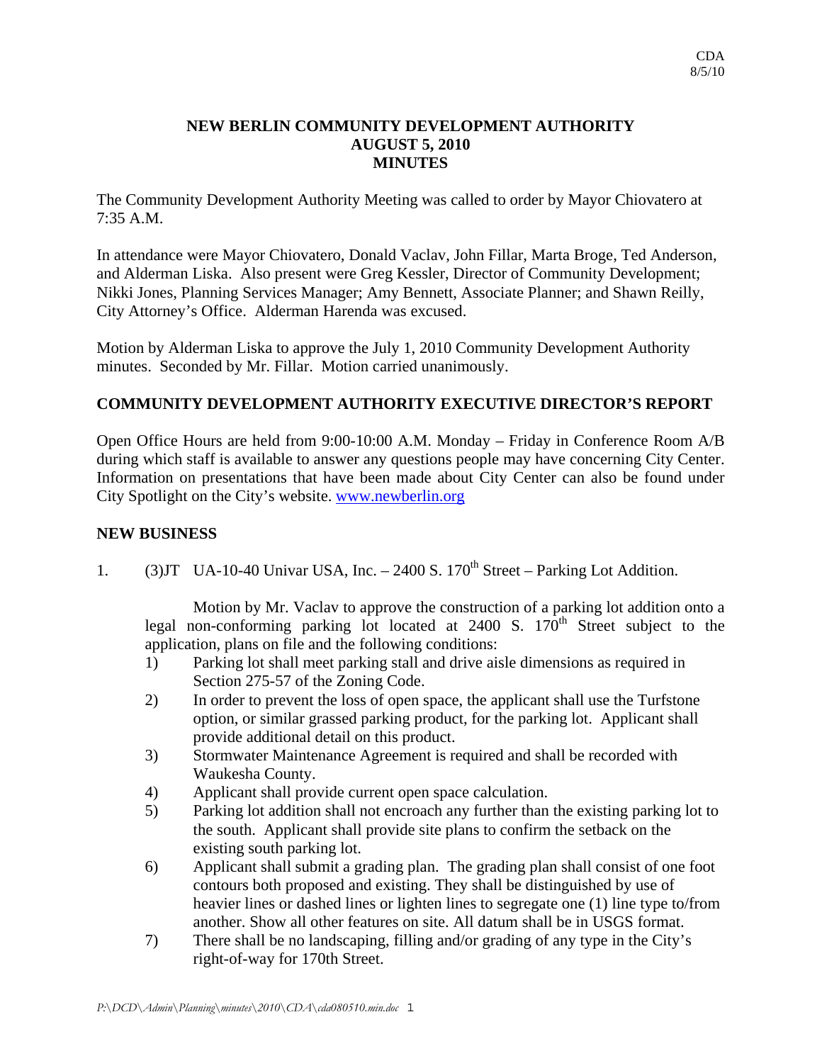CDA
8/5/10

# NEW BERLIN COMMUNITY DEVELOPMENT AUTHORITY
# AUGUST 5, 2010
# MINUTES

The Community Development Authority Meeting was called to order by Mayor Chiovatero at 7:35 A.M.

In attendance were Mayor Chiovatero, Donald Vaclav, John Fillar, Marta Broge, Ted Anderson, and Alderman Liska. Also present were Greg Kessler, Director of Community Development; Nikki Jones, Planning Services Manager; Amy Bennett, Associate Planner; and Shawn Reilly, City Attorney's Office. Alderman Harenda was excused.

Motion by Alderman Liska to approve the July 1, 2010 Community Development Authority minutes. Seconded by Mr. Fillar. Motion carried unanimously.

## COMMUNITY DEVELOPMENT AUTHORITY EXECUTIVE DIRECTOR'S REPORT

Open Office Hours are held from 9:00-10:00 A.M. Monday – Friday in Conference Room A/B during which staff is available to answer any questions people may have concerning City Center. Information on presentations that have been made about City Center can also be found under City Spotlight on the City's website. www.newberlin.org

## NEW BUSINESS

1. (3)JT UA-10-40 Univar USA, Inc. – 2400 S. 170th Street – Parking Lot Addition.

   Motion by Mr. Vaclav to approve the construction of a parking lot addition onto a legal non-conforming parking lot located at 2400 S. 170th Street subject to the application, plans on file and the following conditions:

   1) Parking lot shall meet parking stall and drive aisle dimensions as required in Section 275-57 of the Zoning Code.
   2) In order to prevent the loss of open space, the applicant shall use the Turfstone option, or similar grassed parking product, for the parking lot. Applicant shall provide additional detail on this product.
   3) Stormwater Maintenance Agreement is required and shall be recorded with Waukesha County.
   4) Applicant shall provide current open space calculation.
   5) Parking lot addition shall not encroach any further than the existing parking lot to the south. Applicant shall provide site plans to confirm the setback on the existing south parking lot.
   6) Applicant shall submit a grading plan. The grading plan shall consist of one foot contours both proposed and existing. They shall be distinguished by use of heavier lines or dashed lines or lighten lines to segregate one (1) line type to/from another. Show all other features on site. All datum shall be in USGS format.
   7) There shall be no landscaping, filling and/or grading of any type in the City's right-of-way for 170th Street.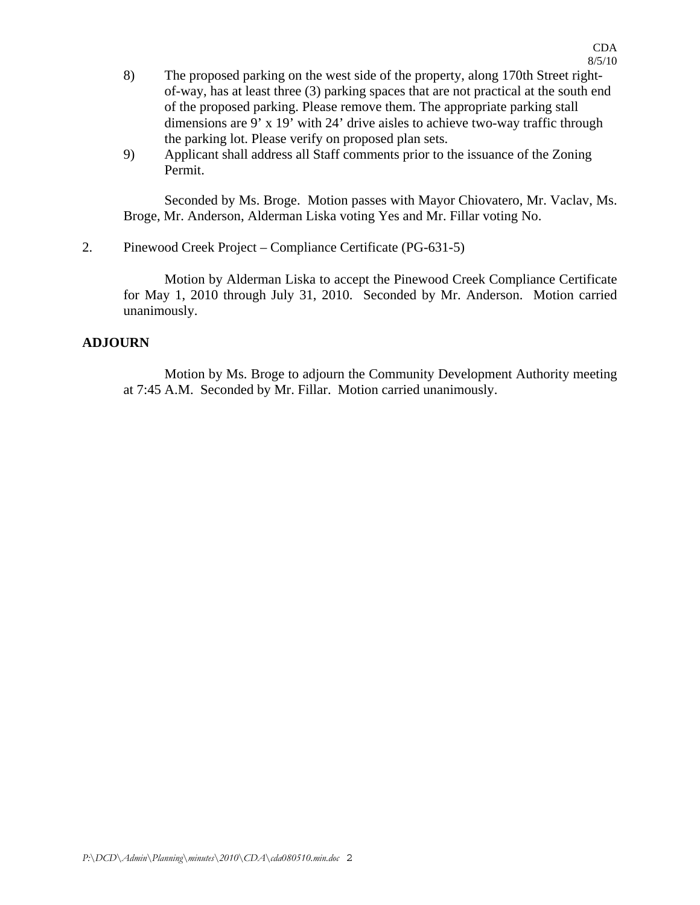8) The proposed parking on the west side of the property, along 170th Street right-of-way, has at least three (3) parking spaces that are not practical at the south end of the proposed parking. Please remove them. The appropriate parking stall dimensions are 9’ x 19’ with 24’ drive aisles to achieve two-way traffic through the parking lot. Please verify on proposed plan sets.

9) Applicant shall address all Staff comments prior to the issuance of the Zoning Permit.

Seconded by Ms. Broge. Motion passes with Mayor Chiovatero, Mr. Vaclav, Ms. Broge, Mr. Anderson, Alderman Liska voting Yes and Mr. Fillar voting No.

2. Pinewood Creek Project – Compliance Certificate (PG-631-5)

Motion by Alderman Liska to accept the Pinewood Creek Compliance Certificate for May 1, 2010 through July 31, 2010. Seconded by Mr. Anderson. Motion carried unanimously.

**ADJOURN**

Motion by Ms. Broge to adjourn the Community Development Authority meeting at 7:45 A.M. Seconded by Mr. Fillar. Motion carried unanimously.